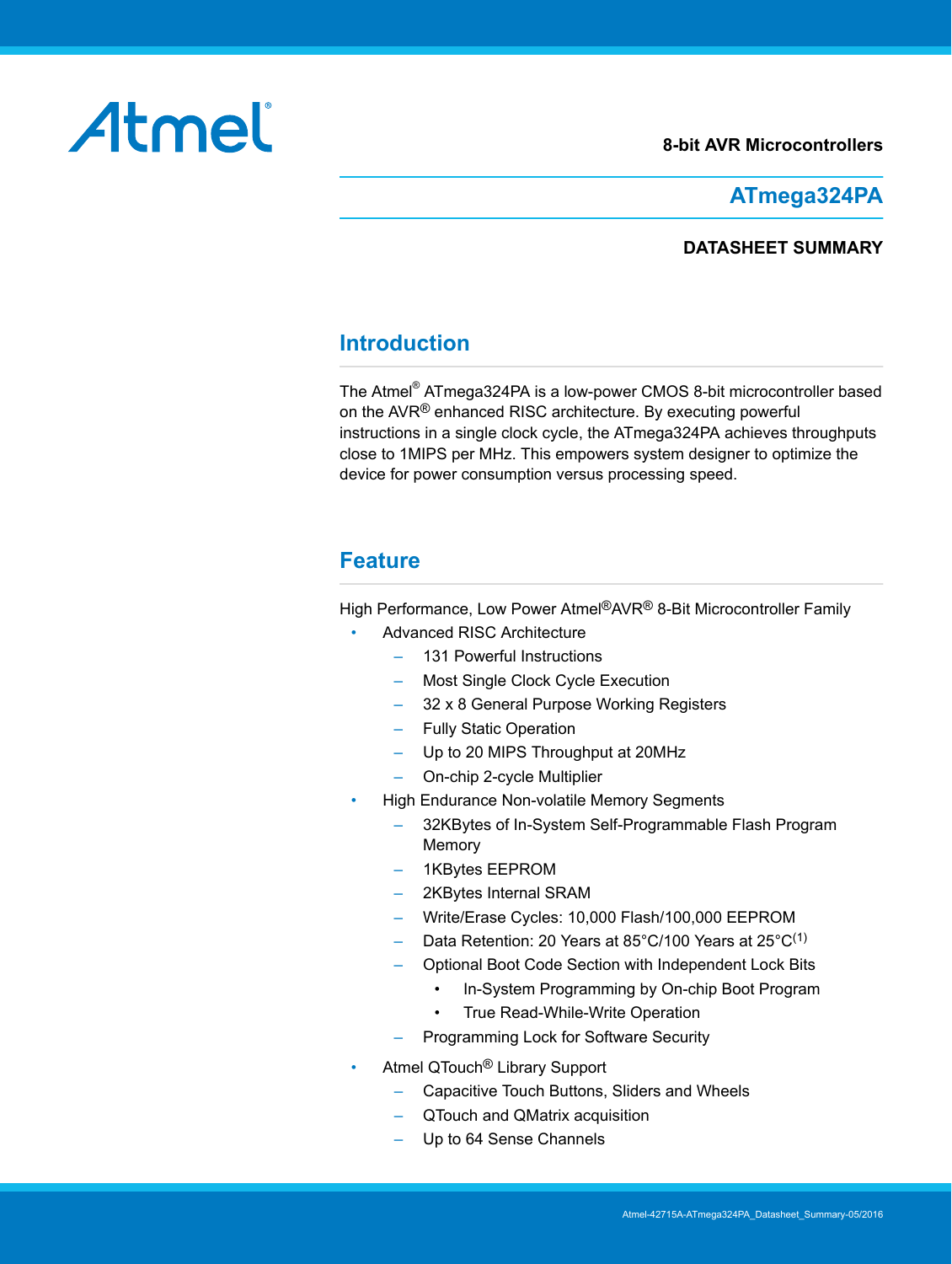Atmel®

8-bit AVR Microcontrollers

# ATmega324PA

**DATASHEET SUMMARY**

## Introduction

The Atmel® ATmega324PA is a low-power CMOS 8-bit microcontroller based on the AVR® enhanced RISC architecture. By executing powerful instructions in a single clock cycle, the ATmega324PA achieves throughputs close to 1MIPS per MHz. This empowers system designer to optimize the device for power consumption versus processing speed.

## Feature

High Performance, Low Power Atmel®AVR® 8-Bit Microcontroller Family

- Advanced RISC Architecture
  - 131 Powerful Instructions
  - Most Single Clock Cycle Execution
  - 32 x 8 General Purpose Working Registers
  - Fully Static Operation
  - Up to 20 MIPS Throughput at 20MHz
  - On-chip 2-cycle Multiplier
- High Endurance Non-volatile Memory Segments
  - 32KBytes of In-System Self-Programmable Flash Program Memory
  - 1KBytes EEPROM
  - 2KBytes Internal SRAM
  - Write/Erase Cycles: 10,000 Flash/100,000 EEPROM
  - Data Retention: 20 Years at 85°C/100 Years at 25°C[1]
  - Optional Boot Code Section with Independent Lock Bits
    - In-System Programming by On-chip Boot Program
    - True Read-While-Write Operation
  - Programming Lock for Software Security
- Atmel QTouch® Library Support
  - Capacitive Touch Buttons, Sliders and Wheels
  - QTouch and QMatrix acquisition
  - Up to 64 Sense Channels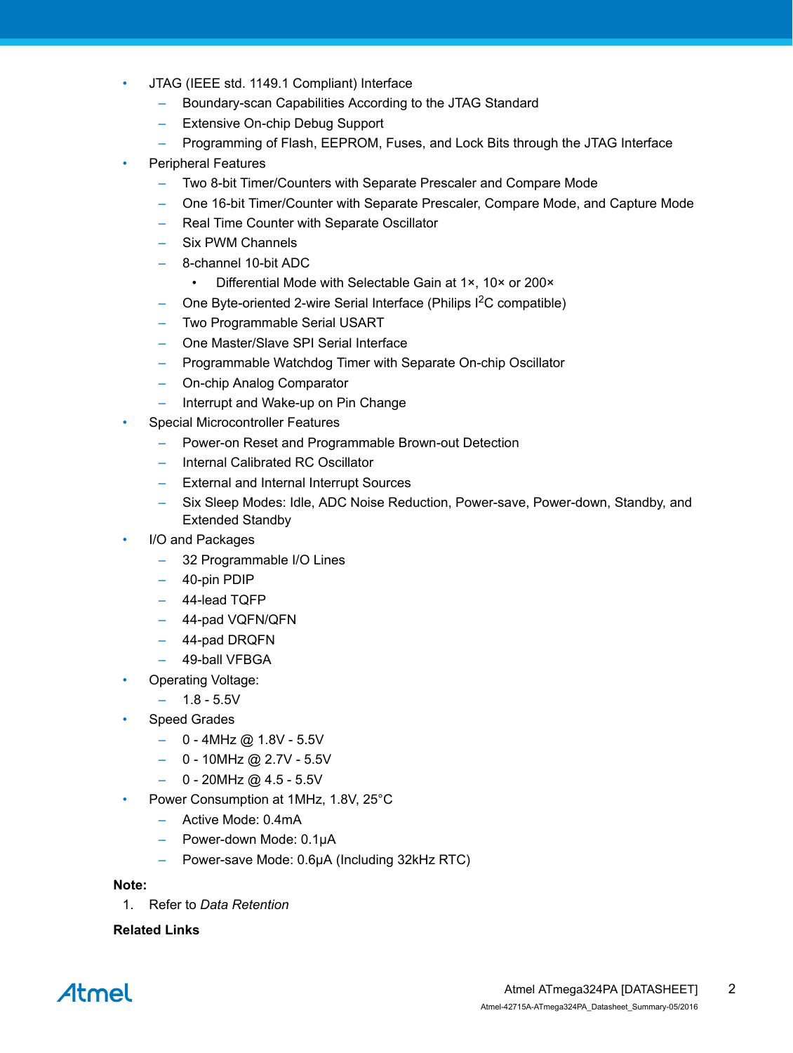- JTAG (IEEE std. 1149.1 Compliant) Interface
  - Boundary-scan Capabilities According to the JTAG Standard
  - Extensive On-chip Debug Support
  - Programming of Flash, EEPROM, Fuses, and Lock Bits through the JTAG Interface
- Peripheral Features
  - Two 8-bit Timer/Counters with Separate Prescaler and Compare Mode
  - One 16-bit Timer/Counter with Separate Prescaler, Compare Mode, and Capture Mode
  - Real Time Counter with Separate Oscillator
  - Six PWM Channels
  - 8-channel 10-bit ADC
    - Differential Mode with Selectable Gain at 1×, 10× or 200×
  - One Byte-oriented 2-wire Serial Interface (Philips $I^2C$ compatible)
  - Two Programmable Serial USART
  - One Master/Slave SPI Serial Interface
  - Programmable Watchdog Timer with Separate On-chip Oscillator
  - On-chip Analog Comparator
  - Interrupt and Wake-up on Pin Change
- Special Microcontroller Features
  - Power-on Reset and Programmable Brown-out Detection
  - Internal Calibrated RC Oscillator
  - External and Internal Interrupt Sources
  - Six Sleep Modes: Idle, ADC Noise Reduction, Power-save, Power-down, Standby, and Extended Standby
- I/O and Packages
  - 32 Programmable I/O Lines
  - 40-pin PDIP
  - 44-lead TQFP
  - 44-pad VQFN/QFN
  - 44-pad DRQFN
  - 49-ball VFBGA
- Operating Voltage:
  - 1.8 - 5.5V
- Speed Grades
  - 0 - 4MHz @ 1.8V - 5.5V
  - 0 - 10MHz @ 2.7V - 5.5V
  - 0 - 20MHz @ 4.5 - 5.5V
- Power Consumption at 1MHz, 1.8V, 25°C
  - Active Mode: 0.4mA
  - Power-down Mode: 0.1µA
  - Power-save Mode: 0.6µA (Including 32kHz RTC)

**Note:**

1. Refer to *Data Retention*

**Related Links**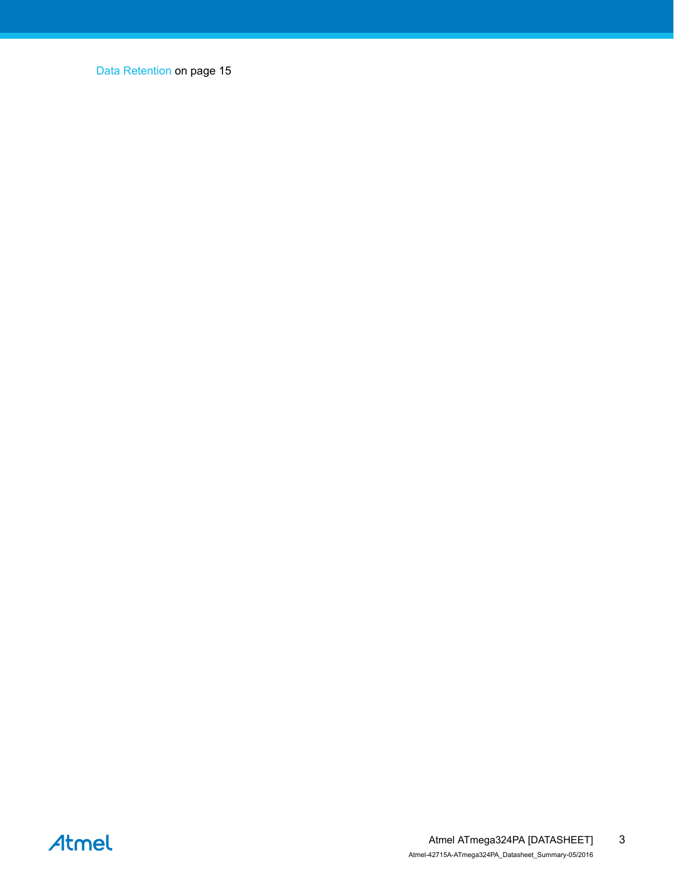Data Retention on page 15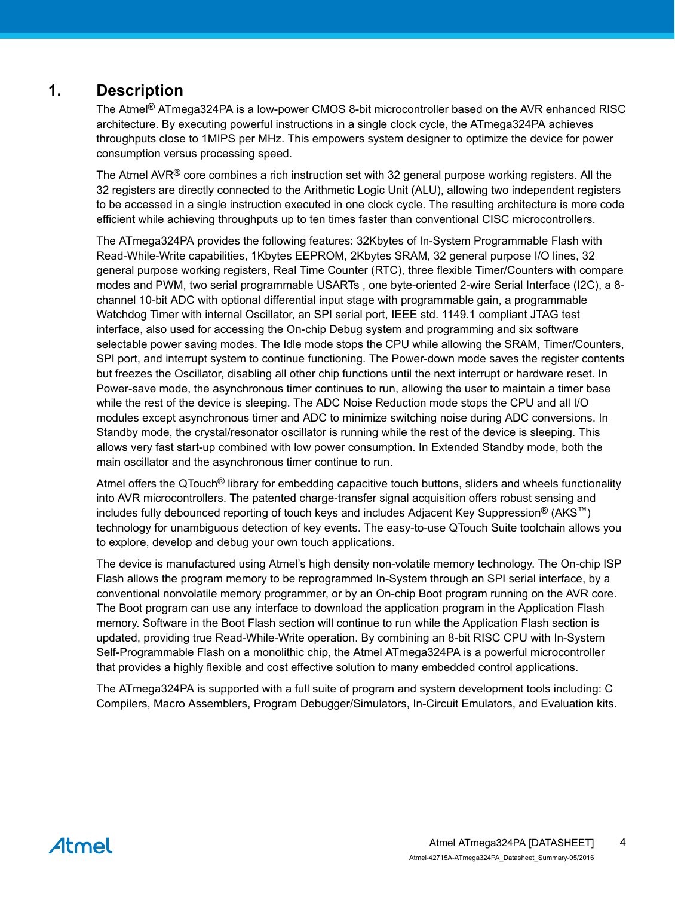# 1. Description

The Atmel® ATmega324PA is a low-power CMOS 8-bit microcontroller based on the AVR enhanced RISC architecture. By executing powerful instructions in a single clock cycle, the ATmega324PA achieves throughputs close to 1MIPS per MHz. This empowers system designer to optimize the device for power consumption versus processing speed.

The Atmel AVR® core combines a rich instruction set with 32 general purpose working registers. All the 32 registers are directly connected to the Arithmetic Logic Unit (ALU), allowing two independent registers to be accessed in a single instruction executed in one clock cycle. The resulting architecture is more code efficient while achieving throughputs up to ten times faster than conventional CISC microcontrollers.

The ATmega324PA provides the following features: 32Kbytes of In-System Programmable Flash with Read-While-Write capabilities, 1Kbytes EEPROM, 2Kbytes SRAM, 32 general purpose I/O lines, 32 general purpose working registers, Real Time Counter (RTC), three flexible Timer/Counters with compare modes and PWM, two serial programmable USARTs , one byte-oriented 2-wire Serial Interface (I2C), a 8-channel 10-bit ADC with optional differential input stage with programmable gain, a programmable Watchdog Timer with internal Oscillator, an SPI serial port, IEEE std. 1149.1 compliant JTAG test interface, also used for accessing the On-chip Debug system and programming and six software selectable power saving modes. The Idle mode stops the CPU while allowing the SRAM, Timer/Counters, SPI port, and interrupt system to continue functioning. The Power-down mode saves the register contents but freezes the Oscillator, disabling all other chip functions until the next interrupt or hardware reset. In Power-save mode, the asynchronous timer continues to run, allowing the user to maintain a timer base while the rest of the device is sleeping. The ADC Noise Reduction mode stops the CPU and all I/O modules except asynchronous timer and ADC to minimize switching noise during ADC conversions. In Standby mode, the crystal/resonator oscillator is running while the rest of the device is sleeping. This allows very fast start-up combined with low power consumption. In Extended Standby mode, both the main oscillator and the asynchronous timer continue to run.

Atmel offers the QTouch® library for embedding capacitive touch buttons, sliders and wheels functionality into AVR microcontrollers. The patented charge-transfer signal acquisition offers robust sensing and includes fully debounced reporting of touch keys and includes Adjacent Key Suppression® (AKS™) technology for unambiguous detection of key events. The easy-to-use QTouch Suite toolchain allows you to explore, develop and debug your own touch applications.

The device is manufactured using Atmel's high density non-volatile memory technology. The On-chip ISP Flash allows the program memory to be reprogrammed In-System through an SPI serial interface, by a conventional nonvolatile memory programmer, or by an On-chip Boot program running on the AVR core. The Boot program can use any interface to download the application program in the Application Flash memory. Software in the Boot Flash section will continue to run while the Application Flash section is updated, providing true Read-While-Write operation. By combining an 8-bit RISC CPU with In-System Self-Programmable Flash on a monolithic chip, the Atmel ATmega324PA is a powerful microcontroller that provides a highly flexible and cost effective solution to many embedded control applications.

The ATmega324PA is supported with a full suite of program and system development tools including: C Compilers, Macro Assemblers, Program Debugger/Simulators, In-Circuit Emulators, and Evaluation kits.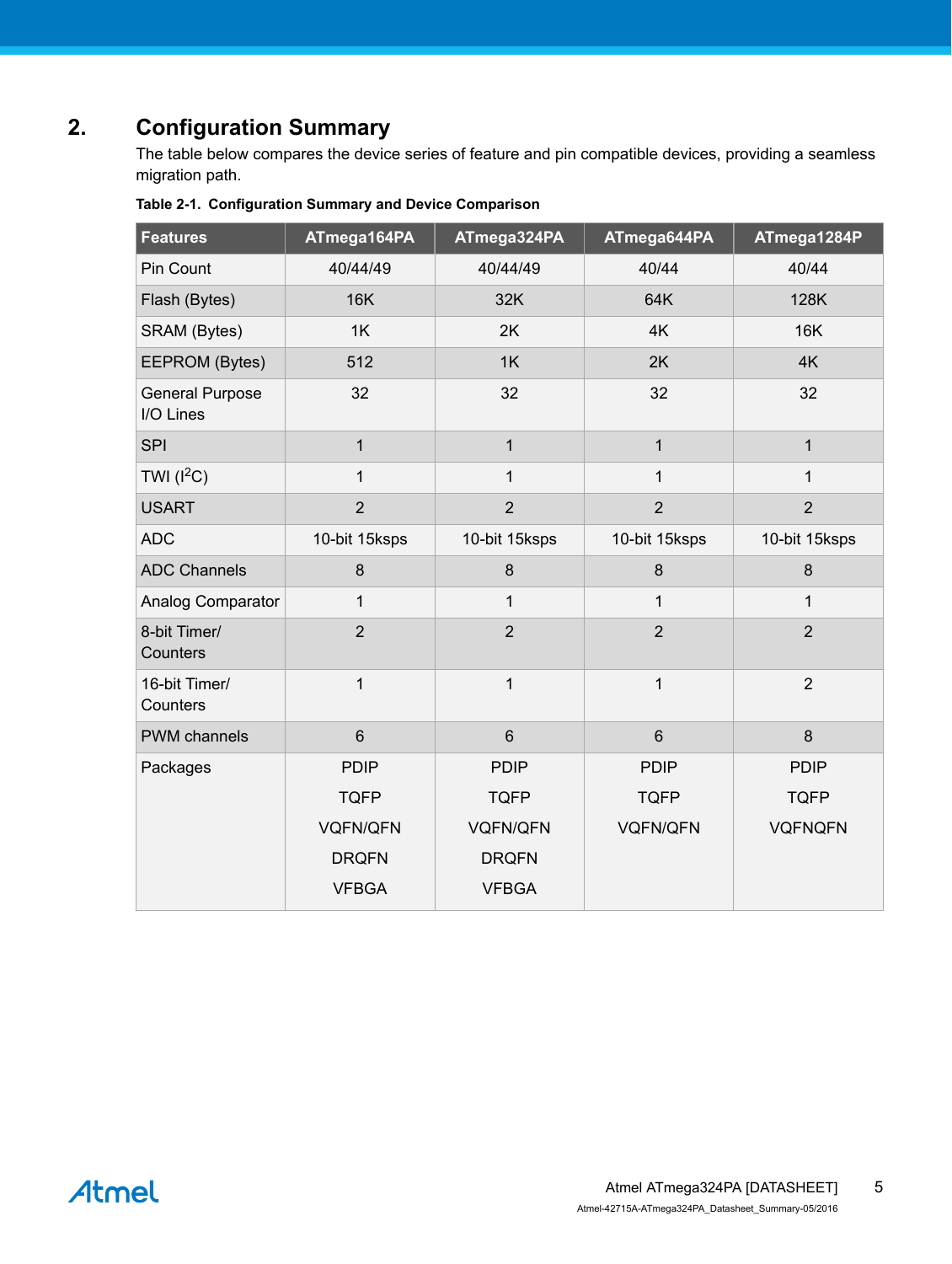## 2. Configuration Summary

The table below compares the device series of feature and pin compatible devices, providing a seamless migration path.

**Table 2-1. Configuration Summary and Device Comparison**

| Features | ATmega164PA | ATmega324PA | ATmega644PA | ATmega1284P |
|---|---|---|---|---|
| Pin Count | 40/44/49 | 40/44/49 | 40/44 | 40/44 |
| Flash (Bytes) | 16K | 32K | 64K | 128K |
| SRAM (Bytes) | 1K | 2K | 4K | 16K |
| EEPROM (Bytes) | 512 | 1K | 2K | 4K |
| General Purpose I/O Lines | 32 | 32 | 32 | 32 |
| SPI | 1 | 1 | 1 | 1 |
| TWI ($I^2C$) | 1 | 1 | 1 | 1 |
| USART | 2 | 2 | 2 | 2 |
| ADC | 10-bit 15ksps | 10-bit 15ksps | 10-bit 15ksps | 10-bit 15ksps |
| ADC Channels | 8 | 8 | 8 | 8 |
| Analog Comparator | 1 | 1 | 1 | 1 |
| 8-bit Timer/ Counters | 2 | 2 | 2 | 2 |
| 16-bit Timer/ Counters | 1 | 1 | 1 | 2 |
| PWM channels | 6 | 6 | 6 | 8 |
| Packages | PDIP<br>TQFP<br>VQFN/QFN<br>DRQFN<br>VFBGA | PDIP<br>TQFP<br>VQFN/QFN<br>DRQFN<br>VFBGA | PDIP<br>TQFP<br>VQFN/QFN | PDIP<br>TQFP<br>VQFNQFN |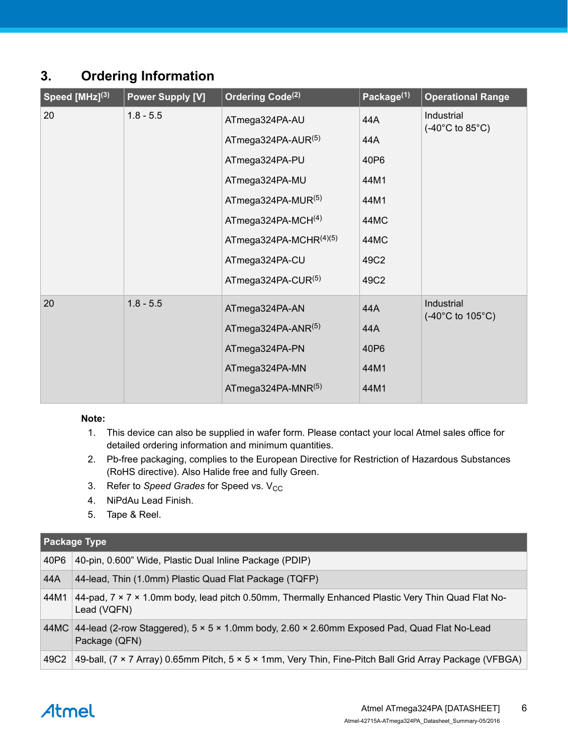# 3. Ordering Information

| Speed [MHz][3] | Power Supply [V] | Ordering Code[2] | Package[1] | Operational Range |
|---|---|---|---|---|
| 20 | 1.8 - 5.5 | ATmega324PA-AU | 44A | Industrial (-40°C to 85°C) |
| | | ATmega324PA-AUR[5] | 44A | |
| | | ATmega324PA-PU | 40P6 | |
| | | ATmega324PA-MU | 44M1 | |
| | | ATmega324PA-MUR[5] | 44M1 | |
| | | ATmega324PA-MCH[4] | 44MC | |
| | | ATmega324PA-MCHR[4][5] | 44MC | |
| | | ATmega324PA-CU | 49C2 | |
| | | ATmega324PA-CUR[5] | 49C2 | |
| 20 | 1.8 - 5.5 | ATmega324PA-AN | 44A | Industrial (-40°C to 105°C) |
| | | ATmega324PA-ANR[5] | 44A | |
| | | ATmega324PA-PN | 40P6 | |
| | | ATmega324PA-MN | 44M1 | |
| | | ATmega324PA-MNR[5] | 44M1 | |

**Note:**

1. This device can also be supplied in wafer form. Please contact your local Atmel sales office for detailed ordering information and minimum quantities.
2. Pb-free packaging, complies to the European Directive for Restriction of Hazardous Substances (RoHS directive). Also Halide free and fully Green.
3. Refer to *Speed Grades* for Speed vs. $V_{CC}$
4. NiPdAu Lead Finish.
5. Tape & Reel.

| Package Type | |
|---|---|
| 40P6 | 40-pin, 0.600” Wide, Plastic Dual Inline Package (PDIP) |
| 44A | 44-lead, Thin (1.0mm) Plastic Quad Flat Package (TQFP) |
| 44M1 | 44-pad, 7 × 7 × 1.0mm body, lead pitch 0.50mm, Thermally Enhanced Plastic Very Thin Quad Flat No-Lead (VQFN) |
| 44MC | 44-lead (2-row Staggered), 5 × 5 × 1.0mm body, 2.60 × 2.60mm Exposed Pad, Quad Flat No-Lead Package (QFN) |
| 49C2 | 49-ball, (7 × 7 Array) 0.65mm Pitch, 5 × 5 × 1mm, Very Thin, Fine-Pitch Ball Grid Array Package (VFBGA) |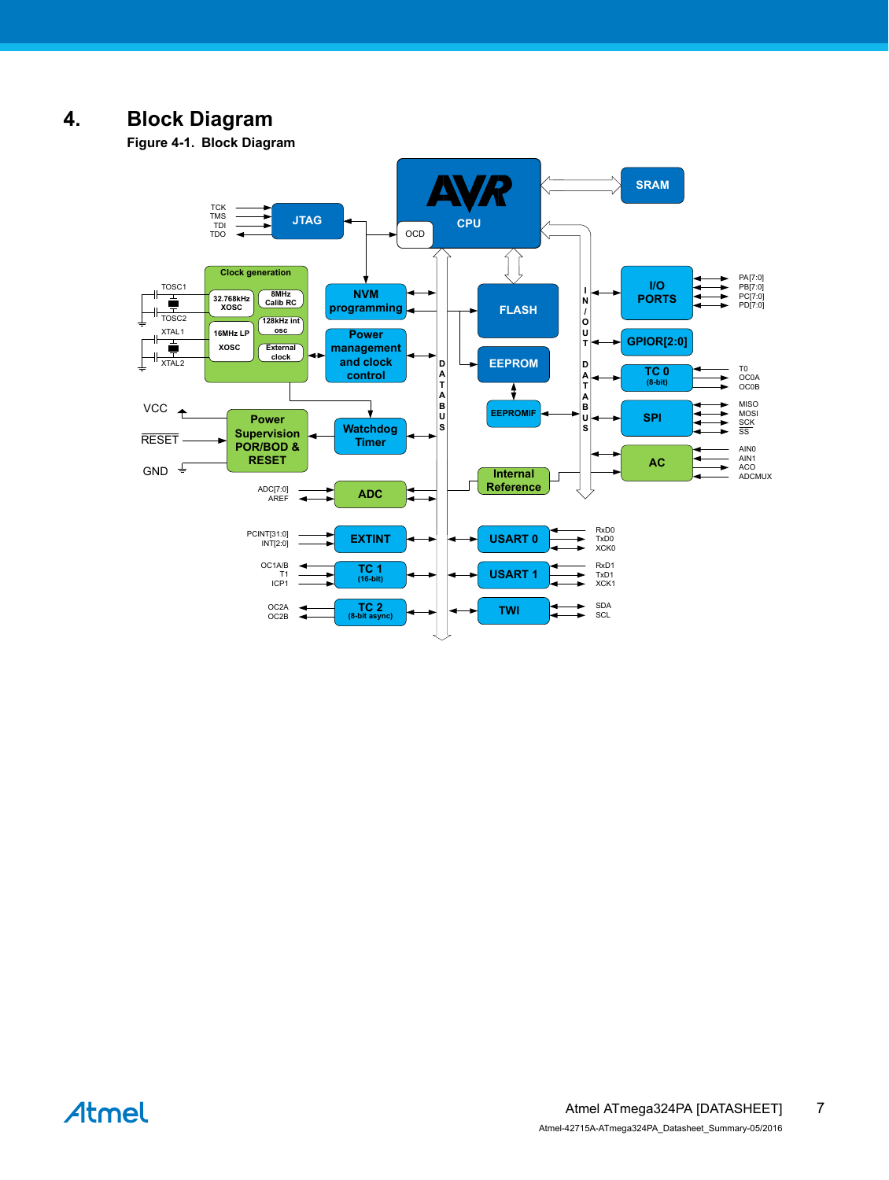# 4. Block Diagram

**Figure 4-1. Block Diagram**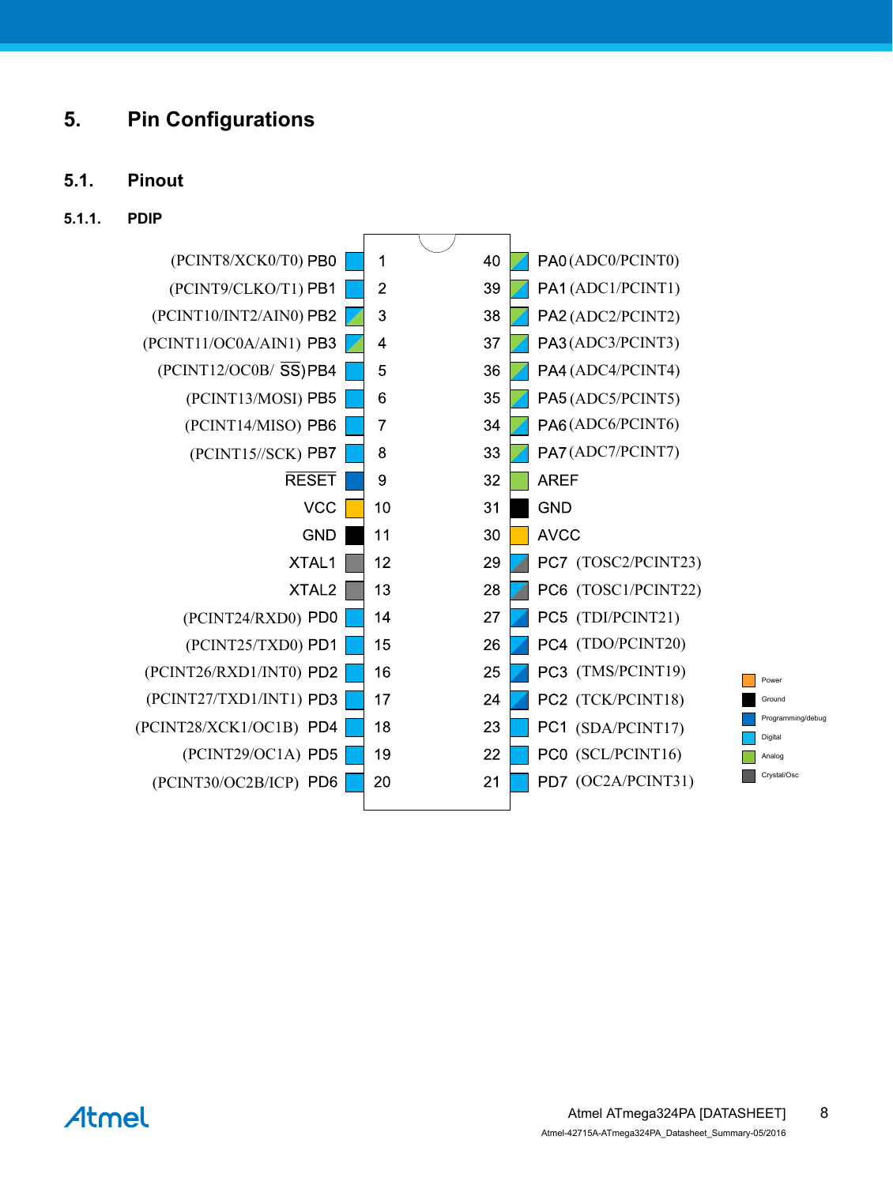# 5. Pin Configurations

## 5.1. Pinout

### 5.1.1. PDIP

| Function | Pin | Pin No. | Pin No. | Pin | Function |
|---|---|---|---|---|---|
| (PCINT8/XCK0/T0) | PB0 | 1 | 40 | PA0 | (ADC0/PCINT0) |
| (PCINT9/CLKO/T1) | PB1 | 2 | 39 | PA1 | (ADC1/PCINT1) |
| (PCINT10/INT2/AIN0) | PB2 | 3 | 38 | PA2 | (ADC2/PCINT2) |
| (PCINT11/OC0A/AIN1) | PB3 | 4 | 37 | PA3 | (ADC3/PCINT3) |
| (PCINT12/OC0B/ $\overline{SS}$) | PB4 | 5 | 36 | PA4 | (ADC4/PCINT4) |
| (PCINT13/MOSI) | PB5 | 6 | 35 | PA5 | (ADC5/PCINT5) |
| (PCINT14/MISO) | PB6 | 7 | 34 | PA6 | (ADC6/PCINT6) |
| (PCINT15//SCK) | PB7 | 8 | 33 | PA7 | (ADC7/PCINT7) |
| | $\overline{RESET}$ | 9 | 32 | AREF | |
| | VCC | 10 | 31 | GND | |
| | GND | 11 | 30 | AVCC | |
| | XTAL1 | 12 | 29 | PC7 | (TOSC2/PCINT23) |
| | XTAL2 | 13 | 28 | PC6 | (TOSC1/PCINT22) |
| (PCINT24/RXD0) | PD0 | 14 | 27 | PC5 | (TDI/PCINT21) |
| (PCINT25/TXD0) | PD1 | 15 | 26 | PC4 | (TDO/PCINT20) |
| (PCINT26/RXD1/INT0) | PD2 | 16 | 25 | PC3 | (TMS/PCINT19) |
| (PCINT27/TXD1/INT1) | PD3 | 17 | 24 | PC2 | (TCK/PCINT18) |
| (PCINT28/XCK1/OC1B) | PD4 | 18 | 23 | PC1 | (SDA/PCINT17) |
| (PCINT29/OC1A) | PD5 | 19 | 22 | PC0 | (SCL/PCINT16) |
| (PCINT30/OC2B/ICP) | PD6 | 20 | 21 | PD7 | (OC2A/PCINT31) |

Legend: Power, Ground, Programming/debug, Digital, Analog, Crystal/Osc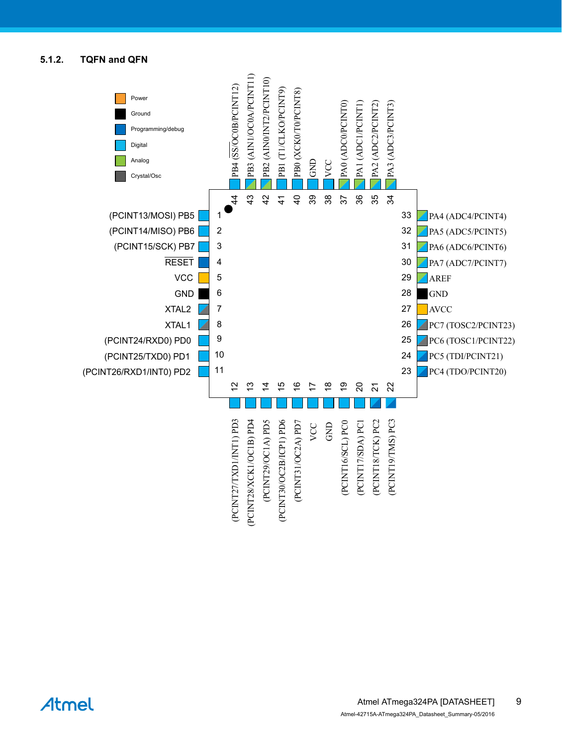#### 5.1.2. TQFN and QFN

Legend: Power, Ground, Programming/debug, Digital, Analog, Crystal/Osc

| Pin | Name |
|---|---|
| 1 | (PCINT13/MOSI) PB5 |
| 2 | (PCINT14/MISO) PB6 |
| 3 | (PCINT15/SCK) PB7 |
| 4 | RESET |
| 5 | VCC |
| 6 | GND |
| 7 | XTAL2 |
| 8 | XTAL1 |
| 9 | (PCINT24/RXD0) PD0 |
| 10 | (PCINT25/TXD0) PD1 |
| 11 | (PCINT26/RXD1/INT0) PD2 |
| 12 | (PCINT27/TXD1/INT1) PD3 |
| 13 | (PCINT28/XCK1/OC1B) PD4 |
| 14 | (PCINT29/OC1A) PD5 |
| 15 | (PCINT30/OC2B/ICP1) PD6 |
| 16 | (PCINT31/OC2A) PD7 |
| 17 | VCC |
| 18 | GND |
| 19 | (PCINT16/SCL) PC0 |
| 20 | (PCINT17/SDA) PC1 |
| 21 | (PCINT18/TCK) PC2 |
| 22 | (PCINT19/TMS) PC3 |
| 23 | PC4 (TDO/PCINT20) |
| 24 | PC5 (TDI/PCINT21) |
| 25 | PC6 (TOSC1/PCINT22) |
| 26 | PC7 (TOSC2/PCINT23) |
| 27 | AVCC |
| 28 | GND |
| 29 | AREF |
| 30 | PA7 (ADC7/PCINT7) |
| 31 | PA6 (ADC6/PCINT6) |
| 32 | PA5 (ADC5/PCINT5) |
| 33 | PA4 (ADC4/PCINT4) |
| 34 | PA3 (ADC3/PCINT3) |
| 35 | PA2 (ADC2/PCINT2) |
| 36 | PA1 (ADC1/PCINT1) |
| 37 | PA0 (ADC0/PCINT0) |
| 38 | VCC |
| 39 | GND |
| 40 | PB0 (XCK0/T0/PCINT8) |
| 41 | PB1 (T1/CLKO/PCINT9) |
| 42 | PB2 (AIN0/INT2/PCINT10) |
| 43 | PB3 (AIN1/OC0A/PCINT11) |
| 44 | PB4 (SS/OC0B/PCINT12) |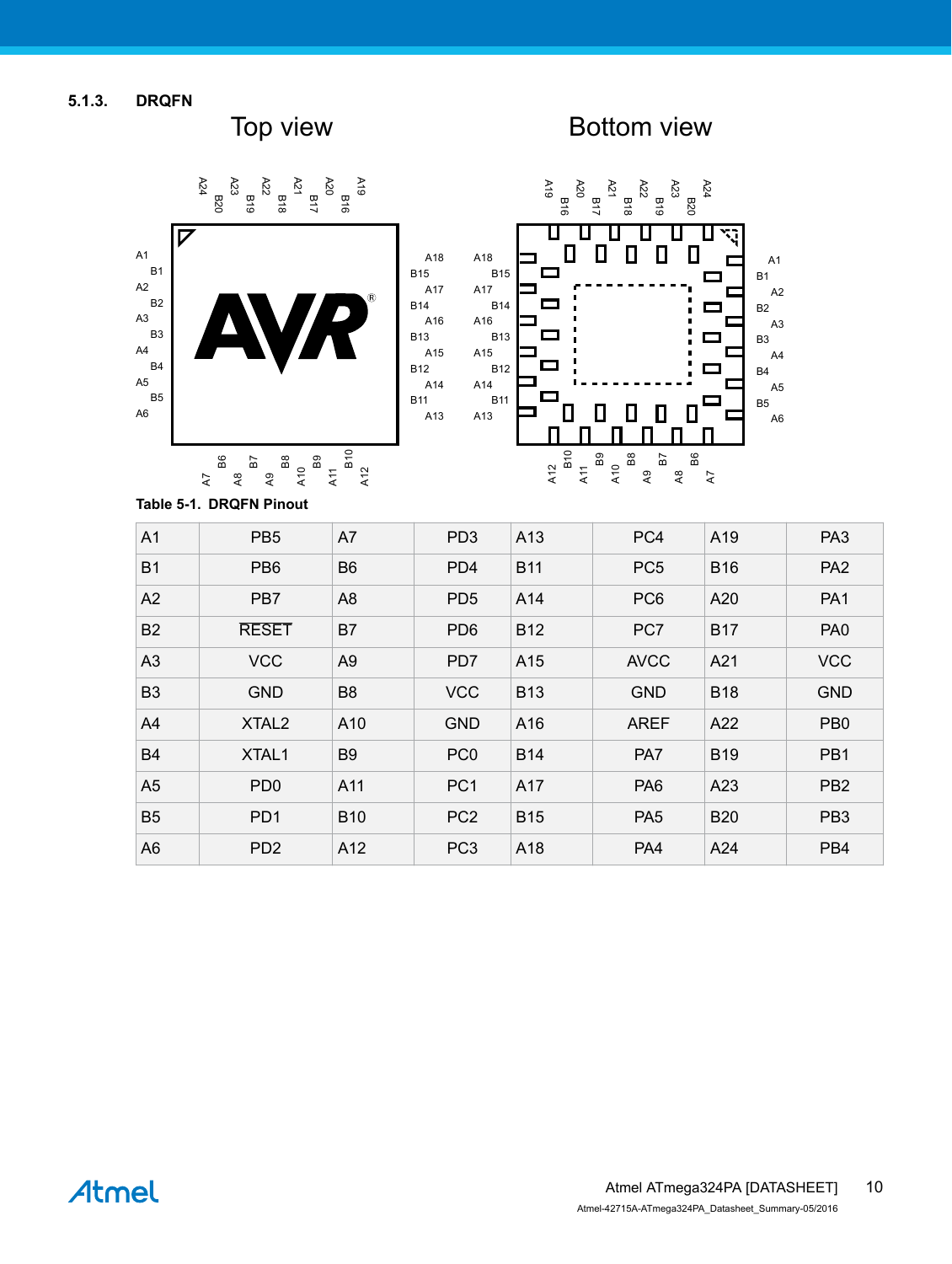### 5.1.3. DRQFN

Top view

Bottom view

**Table 5-1. DRQFN Pinout**

| A1 | PB5 | A7 | PD3 | A13 | PC4 | A19 | PA3 |
|---|---|---|---|---|---|---|---|
| B1 | PB6 | B6 | PD4 | B11 | PC5 | B16 | PA2 |
| A2 | PB7 | A8 | PD5 | A14 | PC6 | A20 | PA1 |
| B2 | $\overline{\text{RESET}}$ | B7 | PD6 | B12 | PC7 | B17 | PA0 |
| A3 | VCC | A9 | PD7 | A15 | AVCC | A21 | VCC |
| B3 | GND | B8 | VCC | B13 | GND | B18 | GND |
| A4 | XTAL2 | A10 | GND | A16 | AREF | A22 | PB0 |
| B4 | XTAL1 | B9 | PC0 | B14 | PA7 | B19 | PB1 |
| A5 | PD0 | A11 | PC1 | A17 | PA6 | A23 | PB2 |
| B5 | PD1 | B10 | PC2 | B15 | PA5 | B20 | PB3 |
| A6 | PD2 | A12 | PC3 | A18 | PA4 | A24 | PB4 |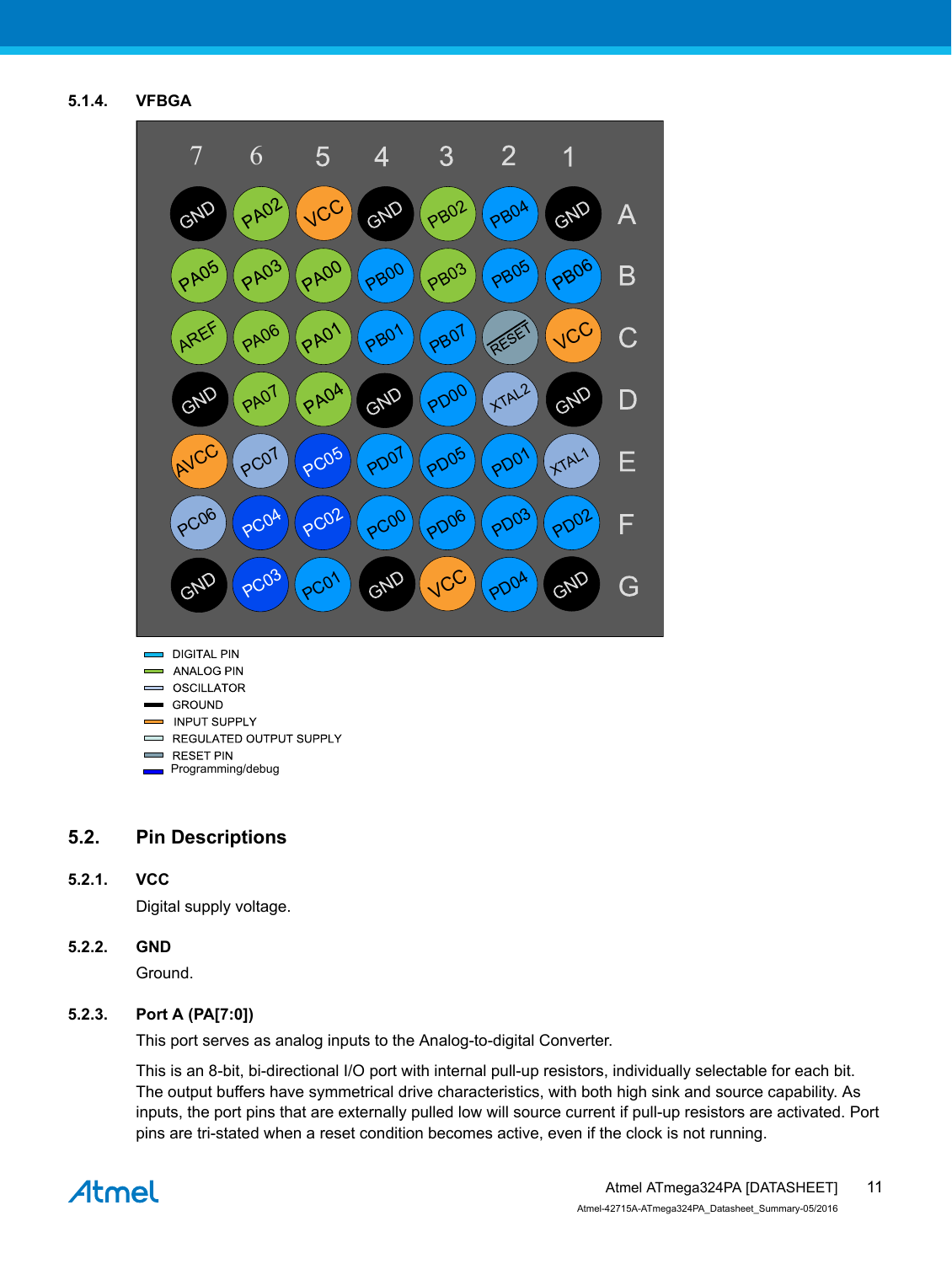### 5.1.4. VFBGA

| | 7 | 6 | 5 | 4 | 3 | 2 | 1 |
|---|---|---|---|---|---|---|---|
| A | GND | PA02 | VCC | GND | PB02 | PB04 | GND |
| B | PA05 | PA03 | PA00 | PB00 | PB03 | PB05 | PB06 |
| C | AREF | PA06 | PA01 | PB01 | PB07 | RESET | VCC |
| D | GND | PA07 | PA04 | GND | PD00 | XTAL2 | GND |
| E | AVCC | PC07 | PC05 | PD07 | PD05 | PD01 | XTAL1 |
| F | PC06 | PC04 | PC02 | PC00 | PD06 | PD03 | PD02 |
| G | GND | PC03 | PC01 | GND | VCC | PD04 | GND |

- DIGITAL PIN
- ANALOG PIN
- OSCILLATOR
- GROUND
- INPUT SUPPLY
- REGULATED OUTPUT SUPPLY
- RESET PIN
- Programming/debug

## 5.2. Pin Descriptions

### 5.2.1. VCC

Digital supply voltage.

### 5.2.2. GND

Ground.

### 5.2.3. Port A (PA[7:0])

This port serves as analog inputs to the Analog-to-digital Converter.

This is an 8-bit, bi-directional I/O port with internal pull-up resistors, individually selectable for each bit. The output buffers have symmetrical drive characteristics, with both high sink and source capability. As inputs, the port pins that are externally pulled low will source current if pull-up resistors are activated. Port pins are tri-stated when a reset condition becomes active, even if the clock is not running.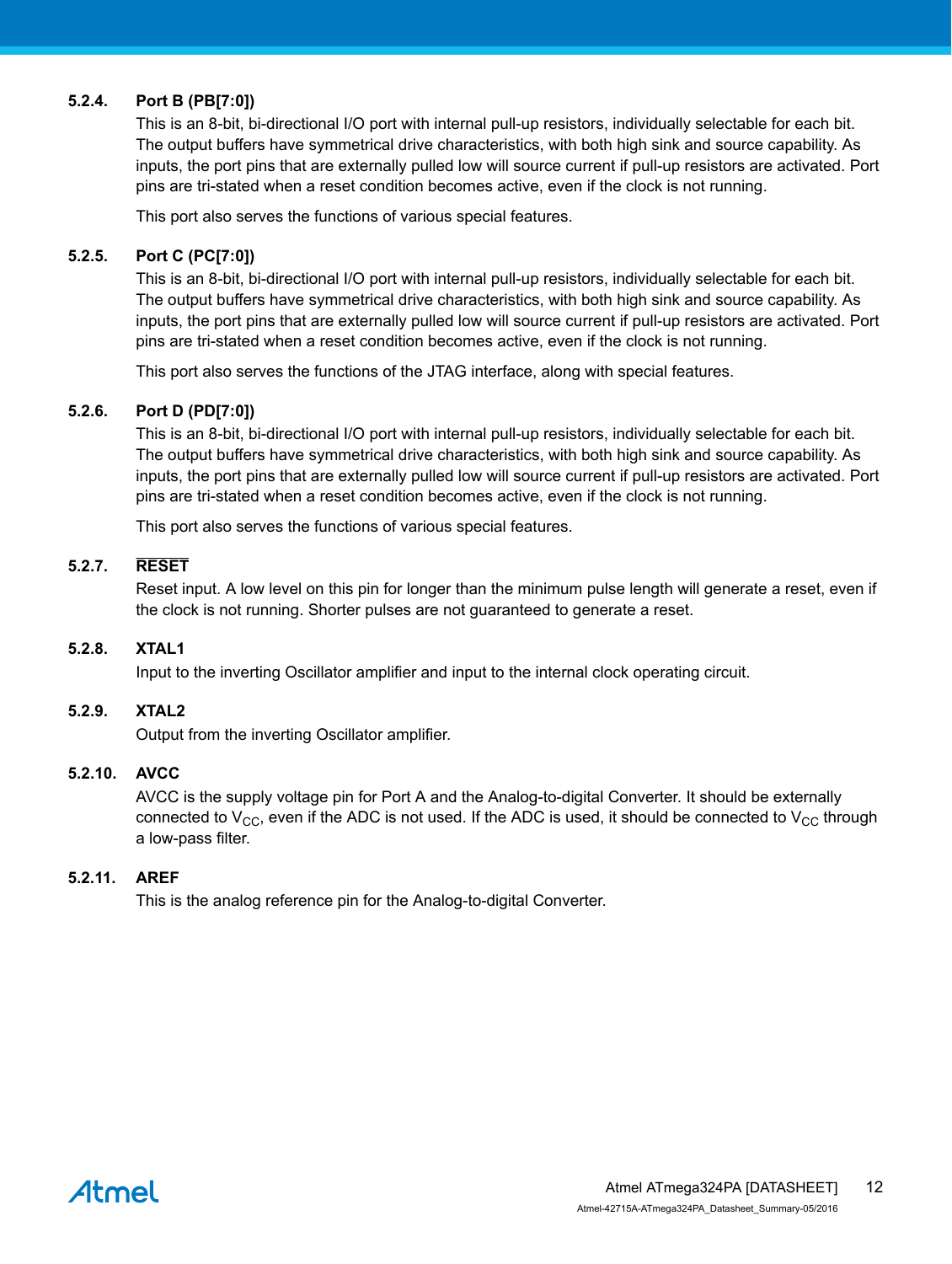### 5.2.4. Port B (PB[7:0])

This is an 8-bit, bi-directional I/O port with internal pull-up resistors, individually selectable for each bit. The output buffers have symmetrical drive characteristics, with both high sink and source capability. As inputs, the port pins that are externally pulled low will source current if pull-up resistors are activated. Port pins are tri-stated when a reset condition becomes active, even if the clock is not running.

This port also serves the functions of various special features.

### 5.2.5. Port C (PC[7:0])

This is an 8-bit, bi-directional I/O port with internal pull-up resistors, individually selectable for each bit. The output buffers have symmetrical drive characteristics, with both high sink and source capability. As inputs, the port pins that are externally pulled low will source current if pull-up resistors are activated. Port pins are tri-stated when a reset condition becomes active, even if the clock is not running.

This port also serves the functions of the JTAG interface, along with special features.

### 5.2.6. Port D (PD[7:0])

This is an 8-bit, bi-directional I/O port with internal pull-up resistors, individually selectable for each bit. The output buffers have symmetrical drive characteristics, with both high sink and source capability. As inputs, the port pins that are externally pulled low will source current if pull-up resistors are activated. Port pins are tri-stated when a reset condition becomes active, even if the clock is not running.

This port also serves the functions of various special features.

### 5.2.7. $\overline{\text{RESET}}$

Reset input. A low level on this pin for longer than the minimum pulse length will generate a reset, even if the clock is not running. Shorter pulses are not guaranteed to generate a reset.

### 5.2.8. XTAL1

Input to the inverting Oscillator amplifier and input to the internal clock operating circuit.

### 5.2.9. XTAL2

Output from the inverting Oscillator amplifier.

### 5.2.10. AVCC

AVCC is the supply voltage pin for Port A and the Analog-to-digital Converter. It should be externally connected to $V_{CC}$, even if the ADC is not used. If the ADC is used, it should be connected to $V_{CC}$ through a low-pass filter.

### 5.2.11. AREF

This is the analog reference pin for the Analog-to-digital Converter.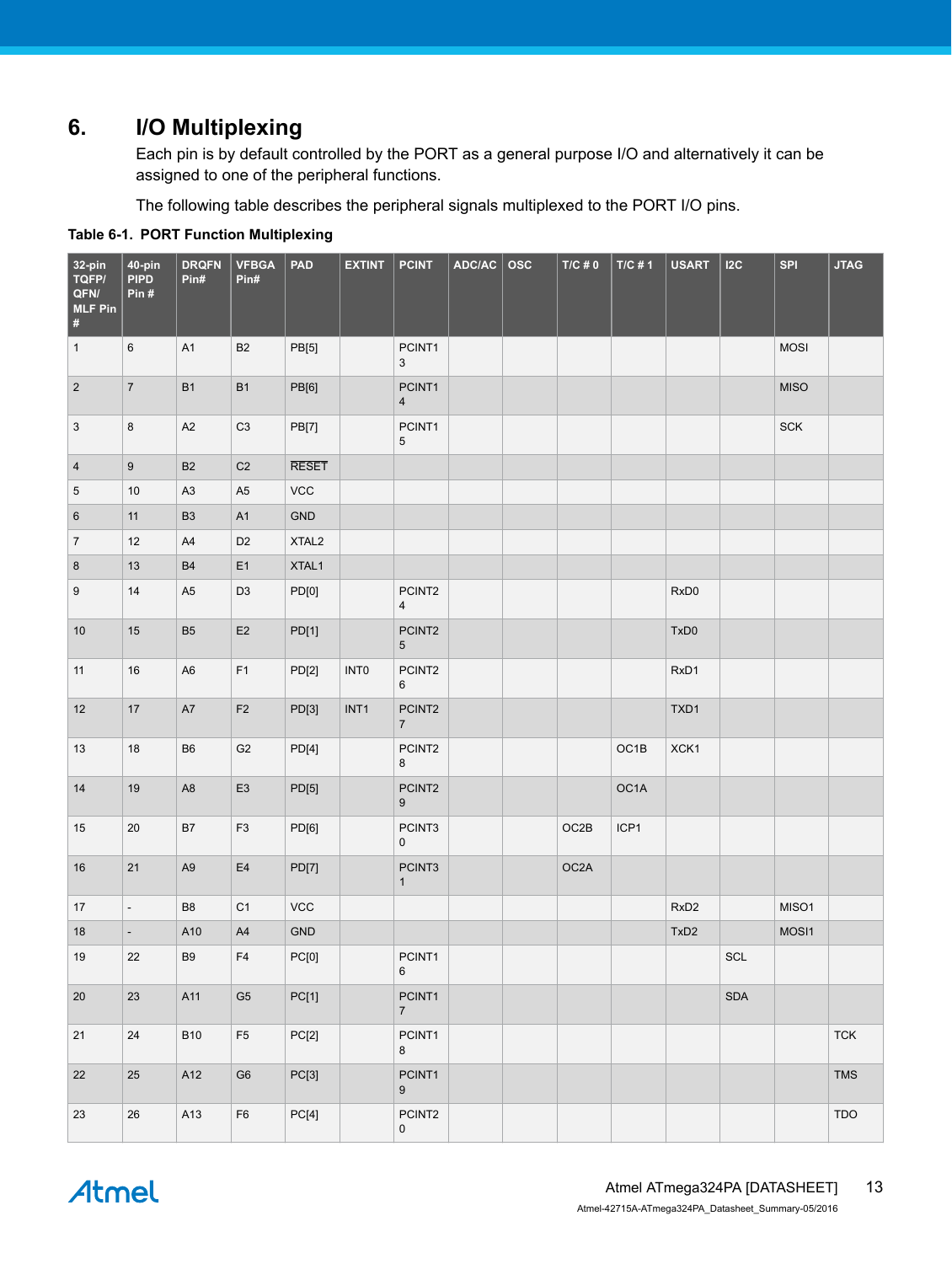# 6. I/O Multiplexing

Each pin is by default controlled by the PORT as a general purpose I/O and alternatively it can be assigned to one of the peripheral functions.

The following table describes the peripheral signals multiplexed to the PORT I/O pins.

**Table 6-1. PORT Function Multiplexing**

| 32-pin TQFP/ QFN/ MLF Pin # | 40-pin PIPD Pin # | DRQFN Pin# | VFBGA Pin# | PAD | EXTINT | PCINT | ADC/AC | OSC | T/C # 0 | T/C # 1 | USART | I2C | SPI | JTAG |
|---|---|---|---|---|---|---|---|---|---|---|---|---|---|---|
| 1 | 6 | A1 | B2 | PB[5] | | PCINT13 | | | | | | | MOSI | |
| 2 | 7 | B1 | B1 | PB[6] | | PCINT14 | | | | | | | MISO | |
| 3 | 8 | A2 | C3 | PB[7] | | PCINT15 | | | | | | | SCK | |
| 4 | 9 | B2 | C2 | $\overline{\text{RESET}}$ | | | | | | | | | | |
| 5 | 10 | A3 | A5 | VCC | | | | | | | | | | |
| 6 | 11 | B3 | A1 | GND | | | | | | | | | | |
| 7 | 12 | A4 | D2 | XTAL2 | | | | | | | | | | |
| 8 | 13 | B4 | E1 | XTAL1 | | | | | | | | | | |
| 9 | 14 | A5 | D3 | PD[0] | | PCINT24 | | | | | RxD0 | | | |
| 10 | 15 | B5 | E2 | PD[1] | | PCINT25 | | | | | TxD0 | | | |
| 11 | 16 | A6 | F1 | PD[2] | INT0 | PCINT26 | | | | | RxD1 | | | |
| 12 | 17 | A7 | F2 | PD[3] | INT1 | PCINT27 | | | | | TXD1 | | | |
| 13 | 18 | B6 | G2 | PD[4] | | PCINT28 | | | | OC1B | XCK1 | | | |
| 14 | 19 | A8 | E3 | PD[5] | | PCINT29 | | | | OC1A | | | | |
| 15 | 20 | B7 | F3 | PD[6] | | PCINT30 | | | OC2B | ICP1 | | | | |
| 16 | 21 | A9 | E4 | PD[7] | | PCINT31 | | | OC2A | | | | | |
| 17 | - | B8 | C1 | VCC | | | | | | | RxD2 | | MISO1 | |
| 18 | - | A10 | A4 | GND | | | | | | | TxD2 | | MOSI1 | |
| 19 | 22 | B9 | F4 | PC[0] | | PCINT16 | | | | | | SCL | | |
| 20 | 23 | A11 | G5 | PC[1] | | PCINT17 | | | | | | SDA | | |
| 21 | 24 | B10 | F5 | PC[2] | | PCINT18 | | | | | | | | TCK |
| 22 | 25 | A12 | G6 | PC[3] | | PCINT19 | | | | | | | | TMS |
| 23 | 26 | A13 | F6 | PC[4] | | PCINT20 | | | | | | | | TDO |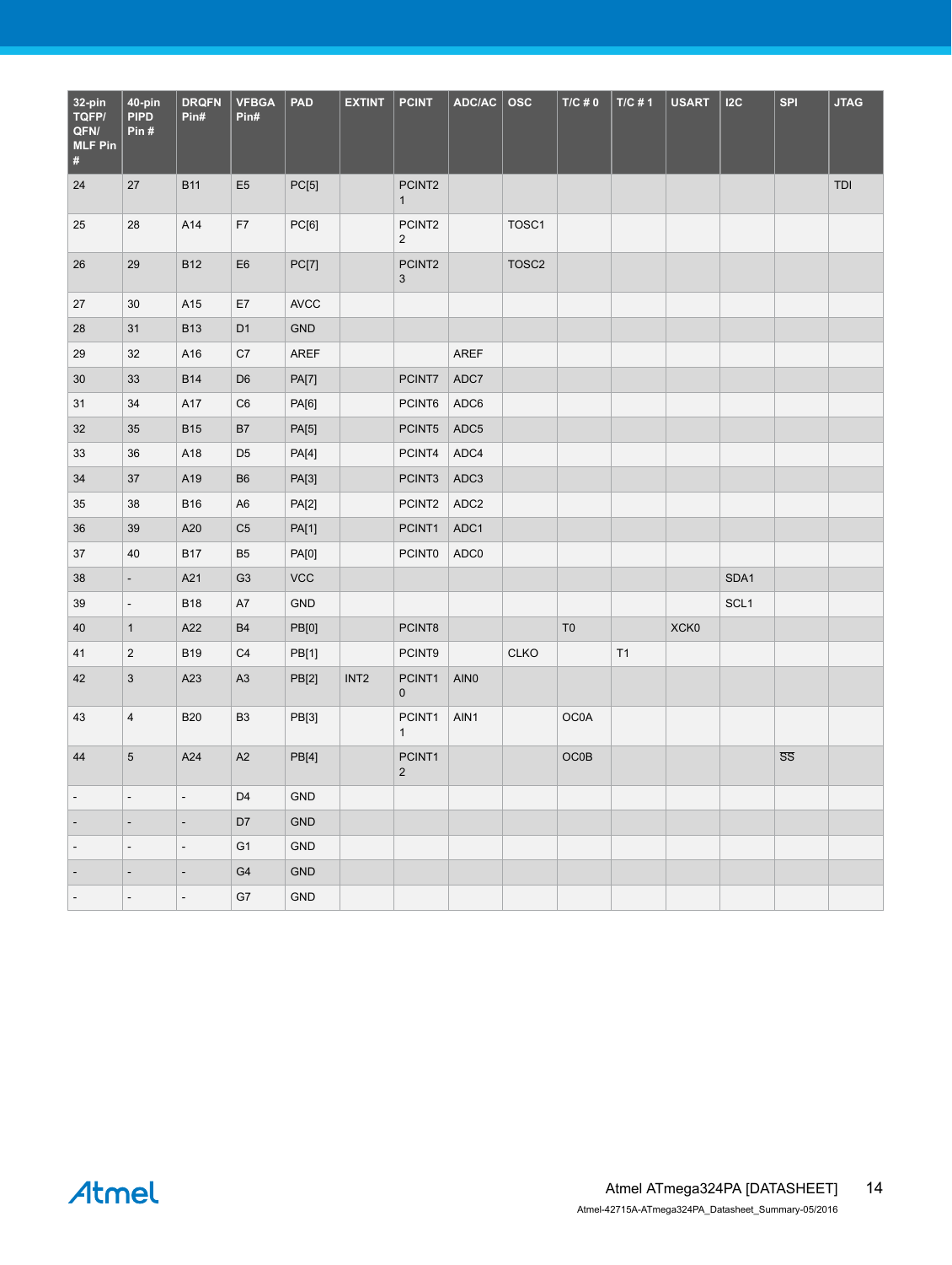| 32-pin TQFP/ QFN/ MLF Pin # | 40-pin PIPD Pin # | DRQFN Pin# | VFBGA Pin# | PAD | EXTINT | PCINT | ADC/AC | OSC | T/C # 0 | T/C # 1 | USART | I2C | SPI | JTAG |
|---|---|---|---|---|---|---|---|---|---|---|---|---|---|---|
| 24 | 27 | B11 | E5 | PC[5] | | PCINT21 | | | | | | | | TDI |
| 25 | 28 | A14 | F7 | PC[6] | | PCINT22 | | TOSC1 | | | | | | |
| 26 | 29 | B12 | E6 | PC[7] | | PCINT23 | | TOSC2 | | | | | | |
| 27 | 30 | A15 | E7 | AVCC | | | | | | | | | | |
| 28 | 31 | B13 | D1 | GND | | | | | | | | | | |
| 29 | 32 | A16 | C7 | AREF | | | AREF | | | | | | | |
| 30 | 33 | B14 | D6 | PA[7] | | PCINT7 | ADC7 | | | | | | | |
| 31 | 34 | A17 | C6 | PA[6] | | PCINT6 | ADC6 | | | | | | | |
| 32 | 35 | B15 | B7 | PA[5] | | PCINT5 | ADC5 | | | | | | | |
| 33 | 36 | A18 | D5 | PA[4] | | PCINT4 | ADC4 | | | | | | | |
| 34 | 37 | A19 | B6 | PA[3] | | PCINT3 | ADC3 | | | | | | | |
| 35 | 38 | B16 | A6 | PA[2] | | PCINT2 | ADC2 | | | | | | | |
| 36 | 39 | A20 | C5 | PA[1] | | PCINT1 | ADC1 | | | | | | | |
| 37 | 40 | B17 | B5 | PA[0] | | PCINT0 | ADC0 | | | | | | | |
| 38 | - | A21 | G3 | VCC | | | | | | | | SDA1 | | |
| 39 | - | B18 | A7 | GND | | | | | | | | SCL1 | | |
| 40 | 1 | A22 | B4 | PB[0] | | PCINT8 | | | T0 | | XCK0 | | | |
| 41 | 2 | B19 | C4 | PB[1] | | PCINT9 | | CLKO | | T1 | | | | |
| 42 | 3 | A23 | A3 | PB[2] | INT2 | PCINT10 | AIN0 | | | | | | | |
| 43 | 4 | B20 | B3 | PB[3] | | PCINT11 | AIN1 | | OC0A | | | | | |
| 44 | 5 | A24 | A2 | PB[4] | | PCINT12 | | | OC0B | | | | $\overline{SS}$ | |
| - | - | - | D4 | GND | | | | | | | | | | |
| - | - | - | D7 | GND | | | | | | | | | | |
| - | - | - | G1 | GND | | | | | | | | | | |
| - | - | - | G4 | GND | | | | | | | | | | |
| - | - | - | G7 | GND | | | | | | | | | | |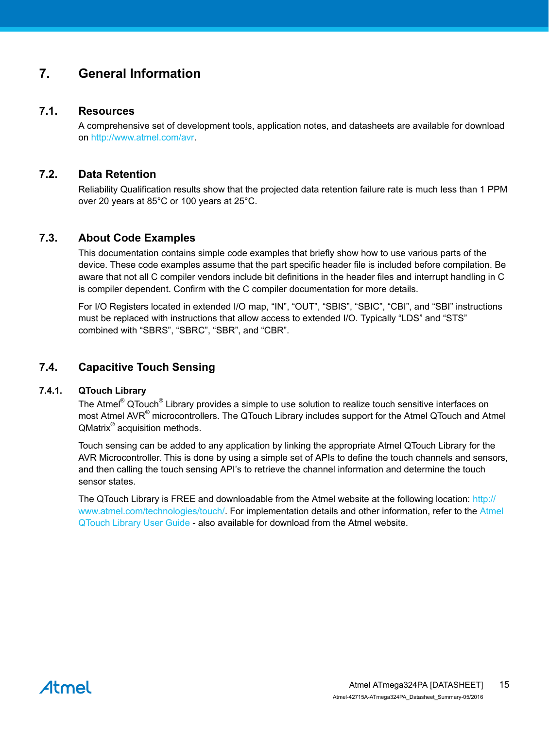# 7. General Information

## 7.1. Resources

A comprehensive set of development tools, application notes, and datasheets are available for download on http://www.atmel.com/avr.

## 7.2. Data Retention

Reliability Qualification results show that the projected data retention failure rate is much less than 1 PPM over 20 years at 85°C or 100 years at 25°C.

## 7.3. About Code Examples

This documentation contains simple code examples that briefly show how to use various parts of the device. These code examples assume that the part specific header file is included before compilation. Be aware that not all C compiler vendors include bit definitions in the header files and interrupt handling in C is compiler dependent. Confirm with the C compiler documentation for more details.

For I/O Registers located in extended I/O map, "IN", "OUT", "SBIS", "SBIC", "CBI", and "SBI" instructions must be replaced with instructions that allow access to extended I/O. Typically "LDS" and "STS" combined with "SBRS", "SBRC", "SBR", and "CBR".

## 7.4. Capacitive Touch Sensing

### 7.4.1. QTouch Library

The Atmel® QTouch® Library provides a simple to use solution to realize touch sensitive interfaces on most Atmel AVR® microcontrollers. The QTouch Library includes support for the Atmel QTouch and Atmel QMatrix® acquisition methods.

Touch sensing can be added to any application by linking the appropriate Atmel QTouch Library for the AVR Microcontroller. This is done by using a simple set of APIs to define the touch channels and sensors, and then calling the touch sensing API's to retrieve the channel information and determine the touch sensor states.

The QTouch Library is FREE and downloadable from the Atmel website at the following location: http://www.atmel.com/technologies/touch/. For implementation details and other information, refer to the Atmel QTouch Library User Guide - also available for download from the Atmel website.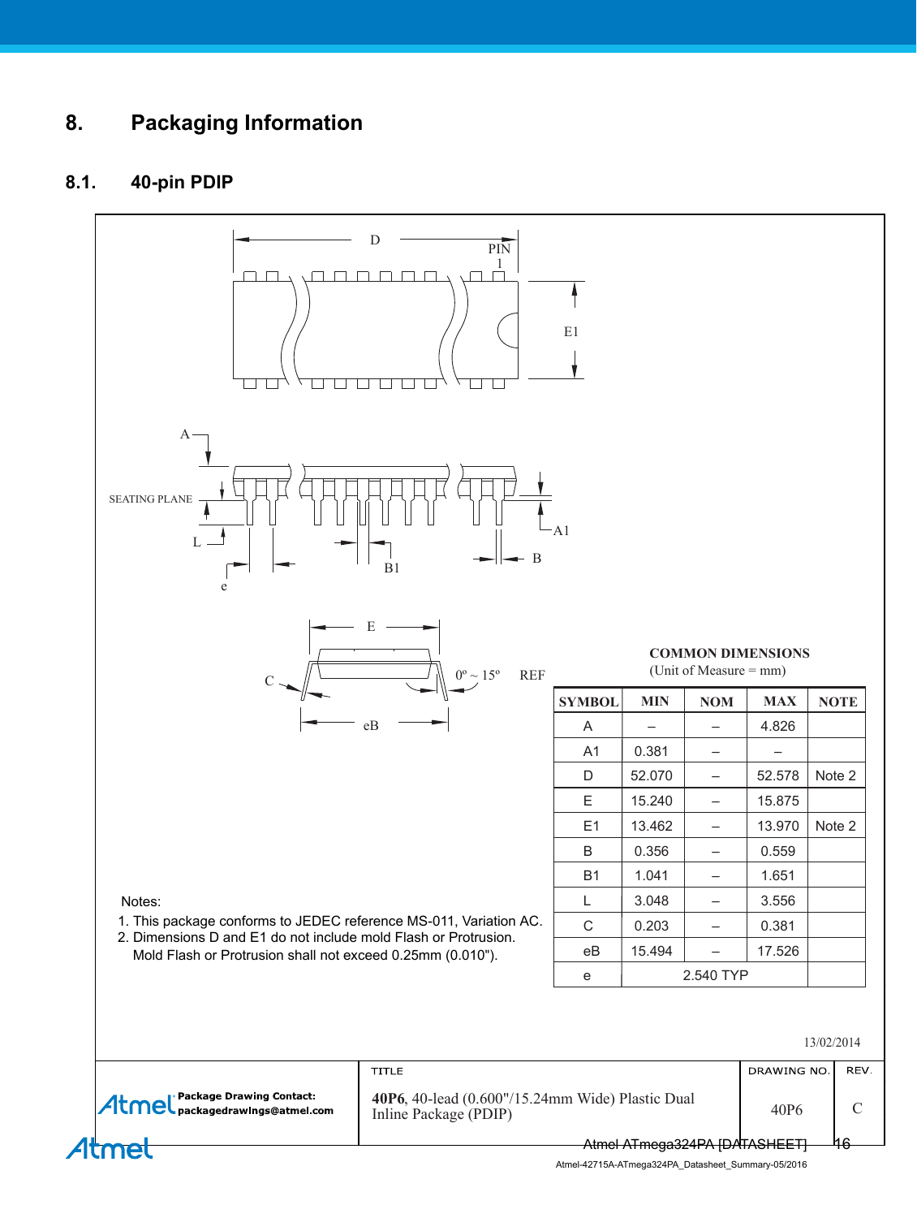# 8. Packaging Information

## 8.1. 40-pin PDIP

**COMMON DIMENSIONS**
(Unit of Measure = mm)

| SYMBOL | MIN | NOM | MAX | NOTE |
|---|---|---|---|---|
| A | – | – | 4.826 | |
| A1 | 0.381 | – | – | |
| D | 52.070 | – | 52.578 | Note 2 |
| E | 15.240 | – | 15.875 | |
| E1 | 13.462 | – | 13.970 | Note 2 |
| B | 0.356 | – | 0.559 | |
| B1 | 1.041 | – | 1.651 | |
| L | 3.048 | – | 3.556 | |
| C | 0.203 | – | 0.381 | |
| eB | 15.494 | – | 17.526 | |
| e | 2.540 TYP | | | |

Notes:
1. This package conforms to JEDEC reference MS-011, Variation AC.
2. Dimensions D and E1 do not include mold Flash or Protrusion. Mold Flash or Protrusion shall not exceed 0.25mm (0.010").

13/02/2014

| Atmel Package Drawing Contact: packagedrawings@atmel.com | TITLE: **40P6**, 40-lead (0.600"/15.24mm Wide) Plastic Dual Inline Package (PDIP) | DRAWING NO.: 40P6 | REV.: C |
|---|---|---|---|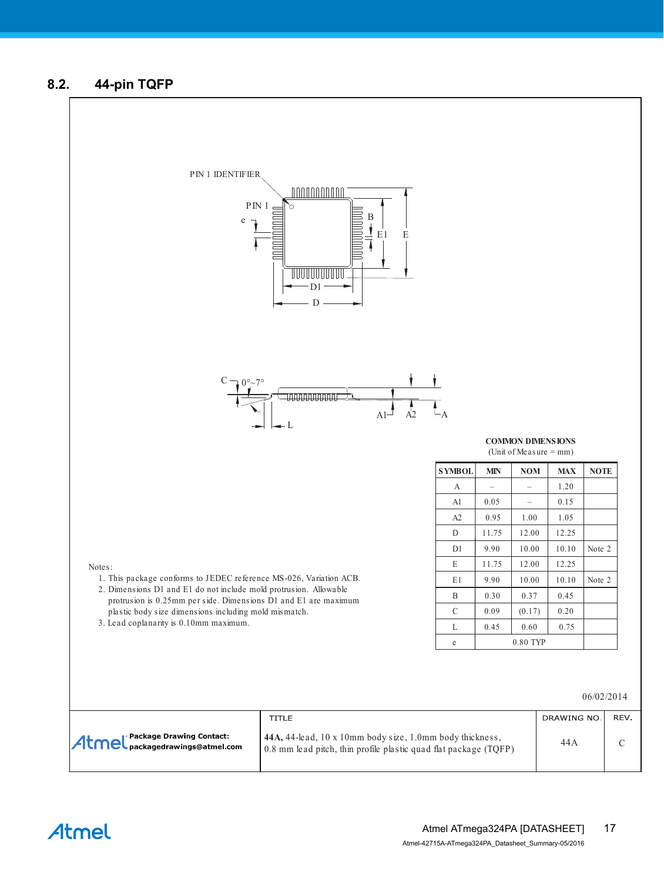## 8.2. 44-pin TQFP

PIN 1 IDENTIFIER

PIN 1

e

B

E1

E

D1

D

C

0°~7°

L

A1

A2

A

**COMMON DIMENSIONS**

(Unit of Measure = mm)

| SYMBOL | MIN | NOM | MAX | NOTE |
|---|---|---|---|---|
| A | – | – | 1.20 | |
| A1 | 0.05 | – | 0.15 | |
| A2 | 0.95 | 1.00 | 1.05 | |
| D | 11.75 | 12.00 | 12.25 | |
| D1 | 9.90 | 10.00 | 10.10 | Note 2 |
| E | 11.75 | 12.00 | 12.25 | |
| E1 | 9.90 | 10.00 | 10.10 | Note 2 |
| B | 0.30 | 0.37 | 0.45 | |
| C | 0.09 | (0.17) | 0.20 | |
| L | 0.45 | 0.60 | 0.75 | |
| e | | 0.80 TYP | | |

Notes:

1. This package conforms to JEDEC reference MS-026, Variation ACB.
2. Dimensions D1 and E1 do not include mold protrusion. Allowable protrusion is 0.25mm per side. Dimensions D1 and E1 are maximum plastic body size dimensions including mold mismatch.
3. Lead coplanarity is 0.10mm maximum.

06/02/2014

| Atmel Package Drawing Contact: packagedrawings@atmel.com | TITLE<br>**44A,** 44-lead, 10 x 10mm body size, 1.0mm body thickness, 0.8 mm lead pitch, thin profile plastic quad flat package (TQFP) | DRAWING NO.<br>44A | REV.<br>C |
|---|---|---|---|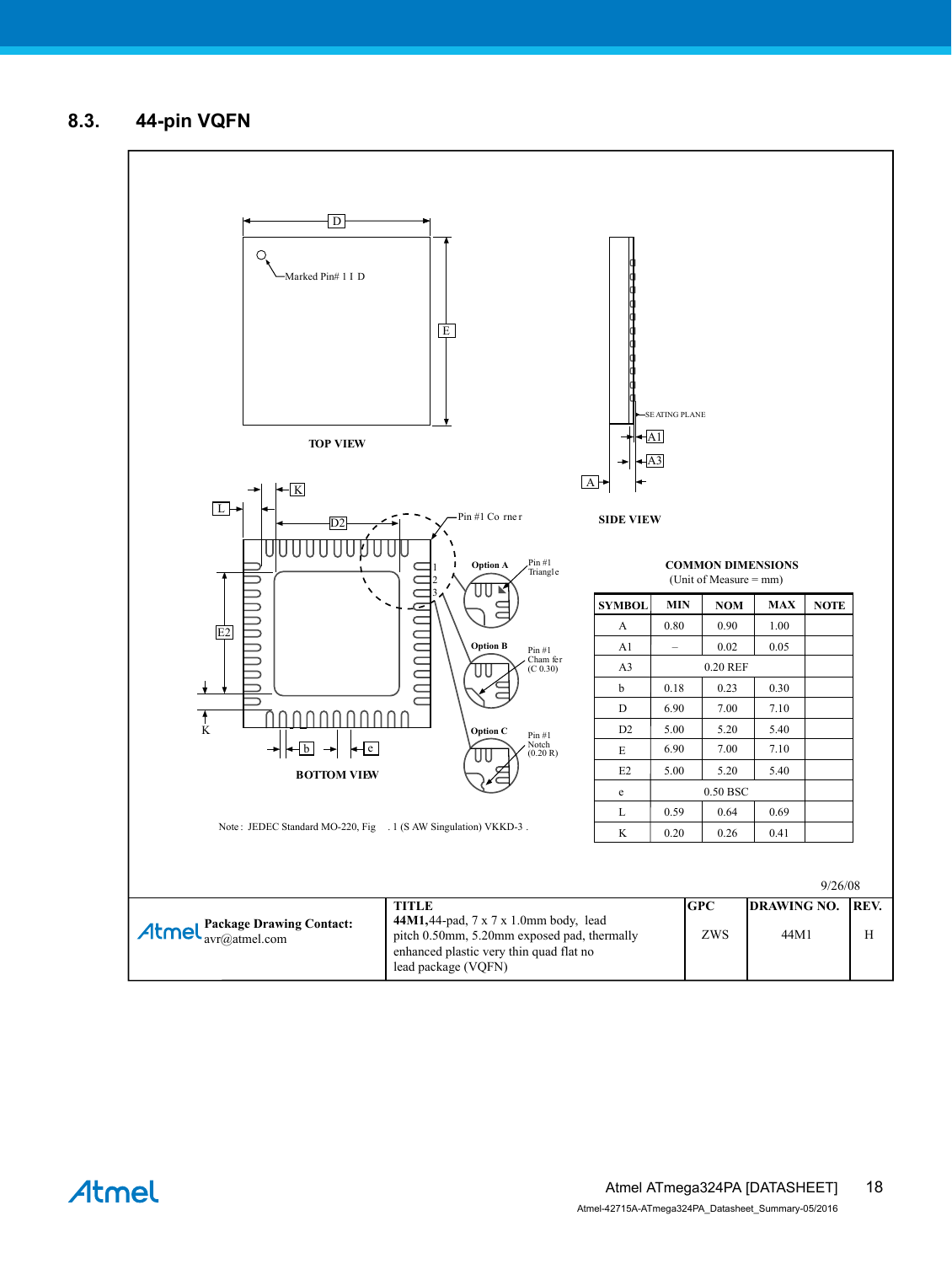## 8.3. 44-pin VQFN

TOP VIEW

Marked Pin# 1 I D

SIDE VIEW

SEATING PLANE

BOTTOM VIEW

Pin #1 Corner

Option A — Pin #1 Triangle

Option B — Pin #1 Chamfer (C 0.30)

Option C — Pin #1 Notch (0.20 R)

Note: JEDEC Standard MO-220, Fig. 1 (SAW Singulation) VKKD-3.

**COMMON DIMENSIONS**
(Unit of Measure = mm)

| SYMBOL | MIN | NOM | MAX | NOTE |
|---|---|---|---|---|
| A | 0.80 | 0.90 | 1.00 | |
| A1 | – | 0.02 | 0.05 | |
| A3 | | 0.20 REF | | |
| b | 0.18 | 0.23 | 0.30 | |
| D | 6.90 | 7.00 | 7.10 | |
| D2 | 5.00 | 5.20 | 5.40 | |
| E | 6.90 | 7.00 | 7.10 | |
| E2 | 5.00 | 5.20 | 5.40 | |
| e | | 0.50 BSC | | |
| L | 0.59 | 0.64 | 0.69 | |
| K | 0.20 | 0.26 | 0.41 | |

9/26/08

| Atmel Package Drawing Contact: avr@atmel.com | TITLE **44M1,** 44-pad, 7 x 7 x 1.0mm body, lead pitch 0.50mm, 5.20mm exposed pad, thermally enhanced plastic very thin quad flat no lead package (VQFN) | GPC | DRAWING NO. | REV. |
|---|---|---|---|---|
| | | ZWS | 44M1 | H |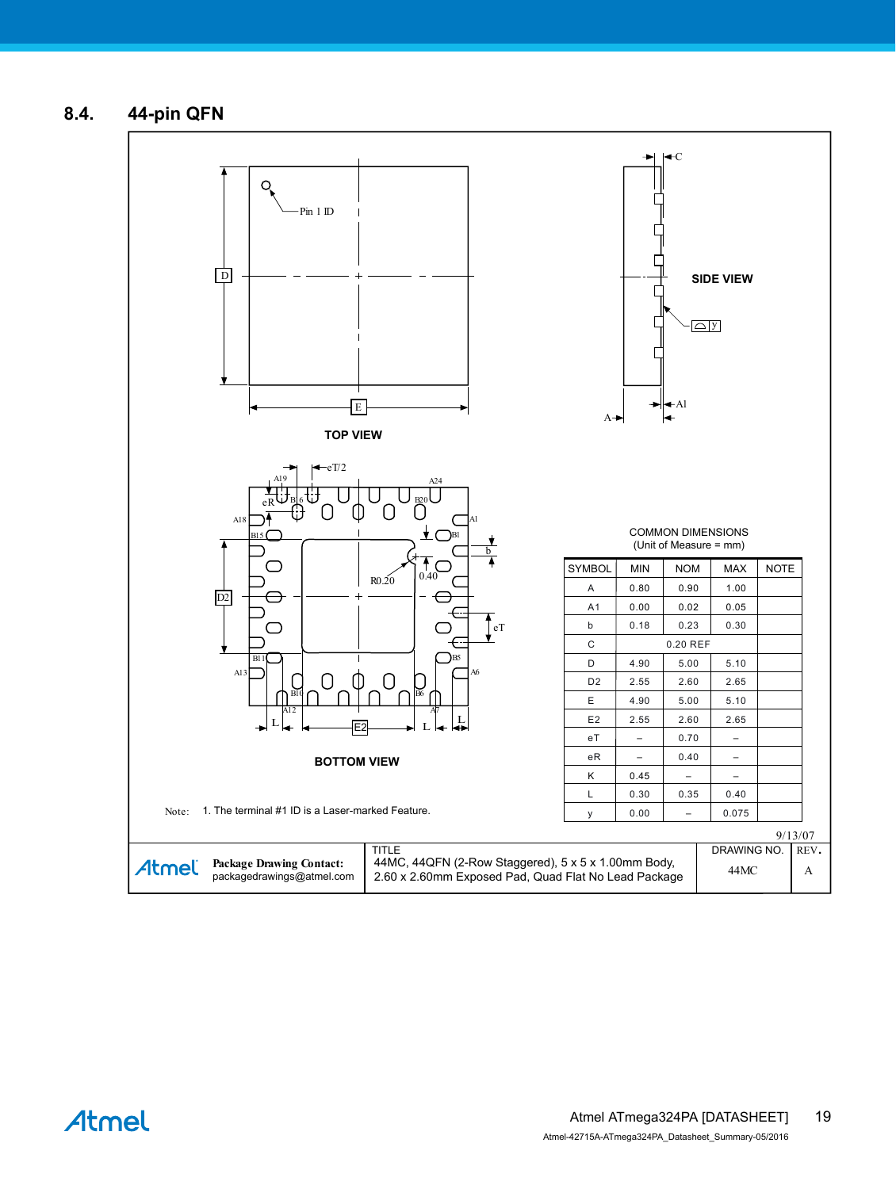## 8.4. 44-pin QFN

TOP VIEW

SIDE VIEW

BOTTOM VIEW

COMMON DIMENSIONS
(Unit of Measure = mm)

| SYMBOL | MIN | NOM | MAX | NOTE |
|---|---|---|---|---|
| A | 0.80 | 0.90 | 1.00 | |
| A1 | 0.00 | 0.02 | 0.05 | |
| b | 0.18 | 0.23 | 0.30 | |
| C | | 0.20 REF | | |
| D | 4.90 | 5.00 | 5.10 | |
| D2 | 2.55 | 2.60 | 2.65 | |
| E | 4.90 | 5.00 | 5.10 | |
| E2 | 2.55 | 2.60 | 2.65 | |
| eT | – | 0.70 | – | |
| eR | – | 0.40 | – | |
| K | 0.45 | – | – | |
| L | 0.30 | 0.35 | 0.40 | |
| y | 0.00 | – | 0.075 | |

Note: 1. The terminal #1 ID is a Laser-marked Feature.

9/13/07

| Atmel Package Drawing Contact: packagedrawings@atmel.com | TITLE 44MC, 44QFN (2-Row Staggered), 5 x 5 x 1.00mm Body, 2.60 x 2.60mm Exposed Pad, Quad Flat No Lead Package | DRAWING NO. 44MC | REV. A |
|---|---|---|---|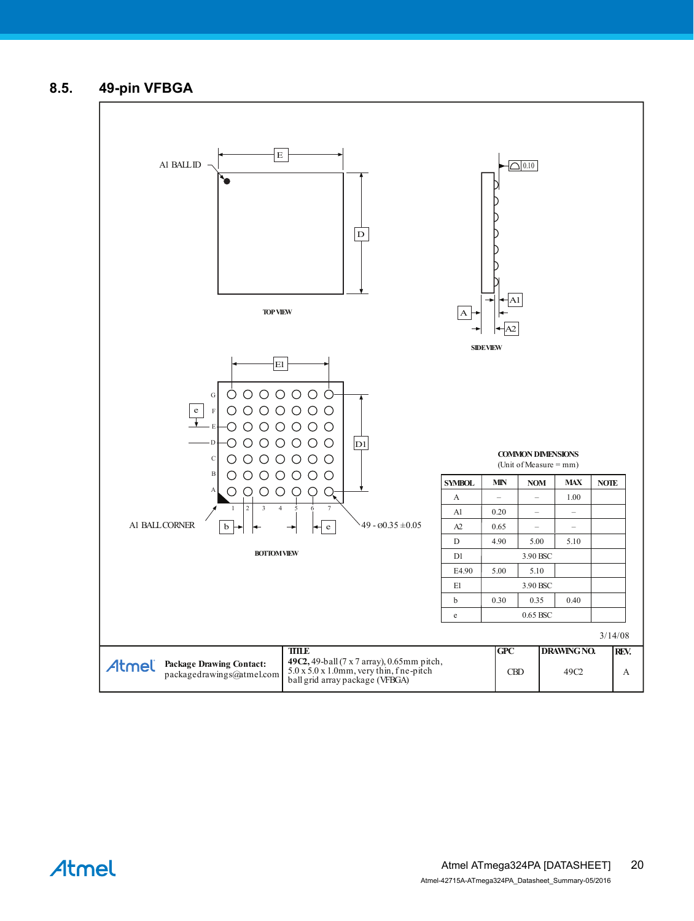## 8.5. 49-pin VFBGA

A1 BALL ID

TOP VIEW

SIDE VIEW

A1 BALL CORNER

49 - Ø0.35 ±0.05

BOTTOM VIEW

**COMMON DIMENSIONS**
(Unit of Measure = mm)

| SYMBOL | MIN | NOM | MAX | NOTE |
|---|---|---|---|---|
| A | – | – | 1.00 | |
| A1 | 0.20 | – | – | |
| A2 | 0.65 | – | – | |
| D | 4.90 | 5.00 | 5.10 | |
| D1 | | 3.90 BSC | | |
| E4.90 | 5.00 | 5.10 | | |
| E1 | | 3.90 BSC | | |
| b | 0.30 | 0.35 | 0.40 | |
| e | | 0.65 BSC | | |

3/14/08

| Atmel Package Drawing Contact: packagedrawings@atmel.com | TITLE **49C2,** 49-ball (7 x 7 array), 0.65mm pitch, 5.0 x 5.0 x 1.0mm, very thin, fine-pitch ball grid array package (VFBGA) | GPC CBD | DRAWING NO. 49C2 | REV. A |
|---|---|---|---|---|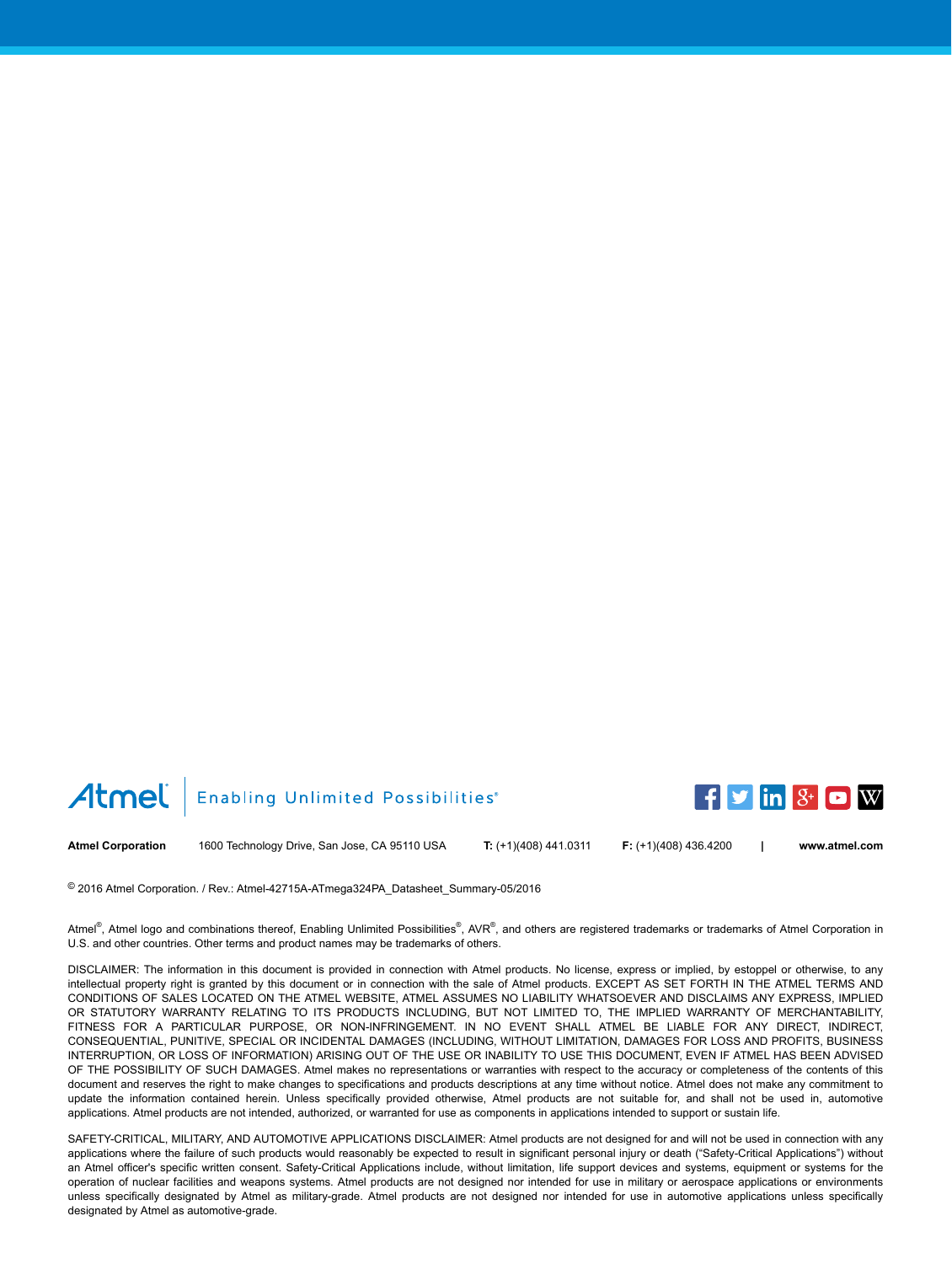Atmel | Enabling Unlimited Possibilities®

**Atmel Corporation** 1600 Technology Drive, San Jose, CA 95110 USA **T:** (+1)(408) 441.0311 **F:** (+1)(408) 436.4200 | **www.atmel.com**

© 2016 Atmel Corporation. / Rev.: Atmel-42715A-ATmega324PA_Datasheet_Summary-05/2016

Atmel®, Atmel logo and combinations thereof, Enabling Unlimited Possibilities®, AVR®, and others are registered trademarks or trademarks of Atmel Corporation in U.S. and other countries. Other terms and product names may be trademarks of others.

DISCLAIMER: The information in this document is provided in connection with Atmel products. No license, express or implied, by estoppel or otherwise, to any intellectual property right is granted by this document or in connection with the sale of Atmel products. EXCEPT AS SET FORTH IN THE ATMEL TERMS AND CONDITIONS OF SALES LOCATED ON THE ATMEL WEBSITE, ATMEL ASSUMES NO LIABILITY WHATSOEVER AND DISCLAIMS ANY EXPRESS, IMPLIED OR STATUTORY WARRANTY RELATING TO ITS PRODUCTS INCLUDING, BUT NOT LIMITED TO, THE IMPLIED WARRANTY OF MERCHANTABILITY, FITNESS FOR A PARTICULAR PURPOSE, OR NON-INFRINGEMENT. IN NO EVENT SHALL ATMEL BE LIABLE FOR ANY DIRECT, INDIRECT, CONSEQUENTIAL, PUNITIVE, SPECIAL OR INCIDENTAL DAMAGES (INCLUDING, WITHOUT LIMITATION, DAMAGES FOR LOSS AND PROFITS, BUSINESS INTERRUPTION, OR LOSS OF INFORMATION) ARISING OUT OF THE USE OR INABILITY TO USE THIS DOCUMENT, EVEN IF ATMEL HAS BEEN ADVISED OF THE POSSIBILITY OF SUCH DAMAGES. Atmel makes no representations or warranties with respect to the accuracy or completeness of the contents of this document and reserves the right to make changes to specifications and products descriptions at any time without notice. Atmel does not make any commitment to update the information contained herein. Unless specifically provided otherwise, Atmel products are not suitable for, and shall not be used in, automotive applications. Atmel products are not intended, authorized, or warranted for use as components in applications intended to support or sustain life.

SAFETY-CRITICAL, MILITARY, AND AUTOMOTIVE APPLICATIONS DISCLAIMER: Atmel products are not designed for and will not be used in connection with any applications where the failure of such products would reasonably be expected to result in significant personal injury or death ("Safety-Critical Applications") without an Atmel officer's specific written consent. Safety-Critical Applications include, without limitation, life support devices and systems, equipment or systems for the operation of nuclear facilities and weapons systems. Atmel products are not designed nor intended for use in military or aerospace applications or environments unless specifically designated by Atmel as military-grade. Atmel products are not designed nor intended for use in automotive applications unless specifically designated by Atmel as automotive-grade.